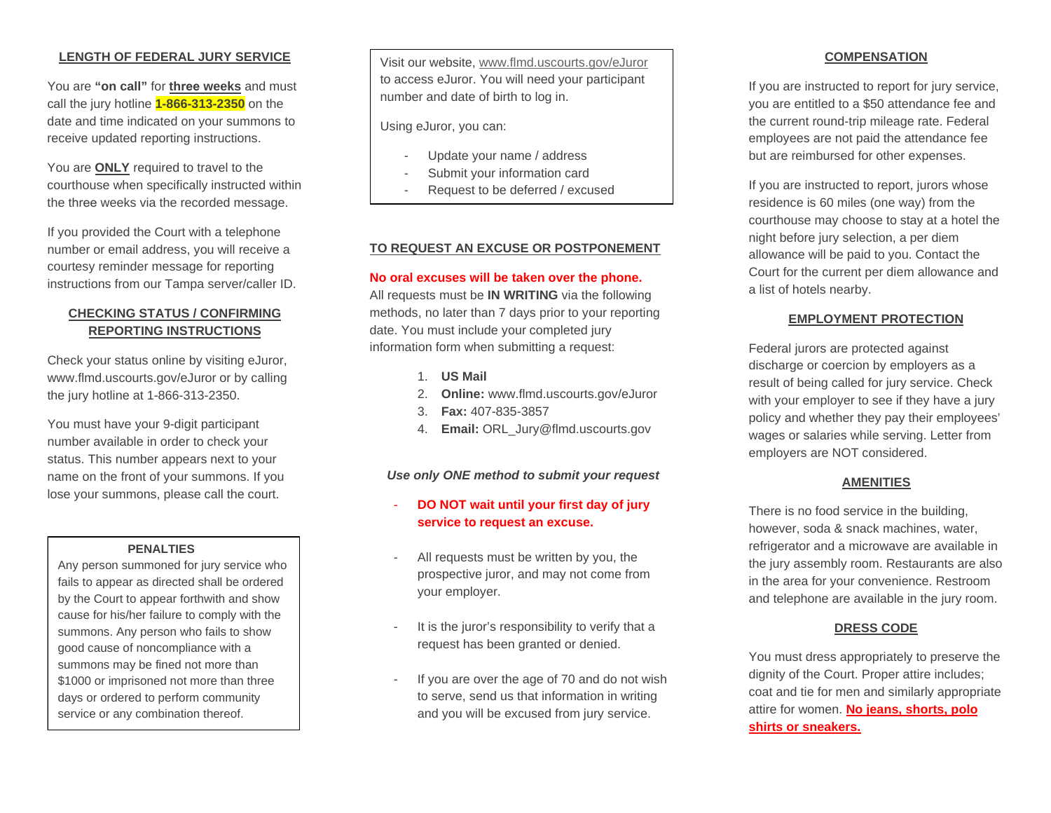## LENGTH OF FEDERAL JURY SERVICE

You are **"on call"** for **three weeks** and must call the jury hotline **1-866-313-2350** on the date and time indicated on your summons to receive updated reporting instructions.

You are **ONLY** required to travel to the courthouse when specifically instructed within the three weeks via the recorded message.

If you provided the Court with a telephone number or email address, you will receive a courtesy reminder message for reporting instructions from our Tampa server/caller ID.

## CHECKING STATUS / CONFIRMING REPORTING INSTRUCTIONS

Check your status online by visiting eJuror, www.flmd.uscourts.gov/eJuror or by calling the jury hotline at 1-866-313-2350.

You must have your 9-digit participant number available in order to check your status. This number appears next to your name on the front of your summons. If you lose your summons, please call the court.

**PENALTIES**

Any person summoned for jury service who fails to appear as directed shall be ordered by the Court to appear forthwith and show cause for his/her failure to comply with the summons. Any person who fails to show good cause of noncompliance with a summons may be fined not more than $1000 or imprisoned not more than three days or ordered to perform community service or any combination thereof.

Visit our website, www.flmd.uscourts.gov/eJuror to access eJuror. You will need your participant number and date of birth to log in.

Using eJuror, you can:

- Update your name / address
- Submit your information card
- Request to be deferred / excused

## TO REQUEST AN EXCUSE OR POSTPONEMENT

**No oral excuses will be taken over the phone.**
All requests must be **IN WRITING** via the following methods, no later than 7 days prior to your reporting date. You must include your completed jury information form when submitting a request:

1. **US Mail**
2. **Online:** www.flmd.uscourts.gov/eJuror
3. **Fax:** 407-835-3857
4. **Email:** ORL_Jury@flmd.uscourts.gov

***Use only ONE method to submit your request***

- **DO NOT wait until your first day of jury service to request an excuse.**
- All requests must be written by you, the prospective juror, and may not come from your employer.
- It is the juror's responsibility to verify that a request has been granted or denied.
- If you are over the age of 70 and do not wish to serve, send us that information in writing and you will be excused from jury service.

## COMPENSATION

If you are instructed to report for jury service, you are entitled to a $50 attendance fee and the current round-trip mileage rate. Federal employees are not paid the attendance fee but are reimbursed for other expenses.

If you are instructed to report, jurors whose residence is 60 miles (one way) from the courthouse may choose to stay at a hotel the night before jury selection, a per diem allowance will be paid to you. Contact the Court for the current per diem allowance and a list of hotels nearby.

## EMPLOYMENT PROTECTION

Federal jurors are protected against discharge or coercion by employers as a result of being called for jury service. Check with your employer to see if they have a jury policy and whether they pay their employees' wages or salaries while serving. Letter from employers are NOT considered.

## AMENITIES

There is no food service in the building, however, soda & snack machines, water, refrigerator and a microwave are available in the jury assembly room. Restaurants are also in the area for your convenience. Restroom and telephone are available in the jury room.

## DRESS CODE

You must dress appropriately to preserve the dignity of the Court. Proper attire includes; coat and tie for men and similarly appropriate attire for women. **No jeans, shorts, polo shirts or sneakers.**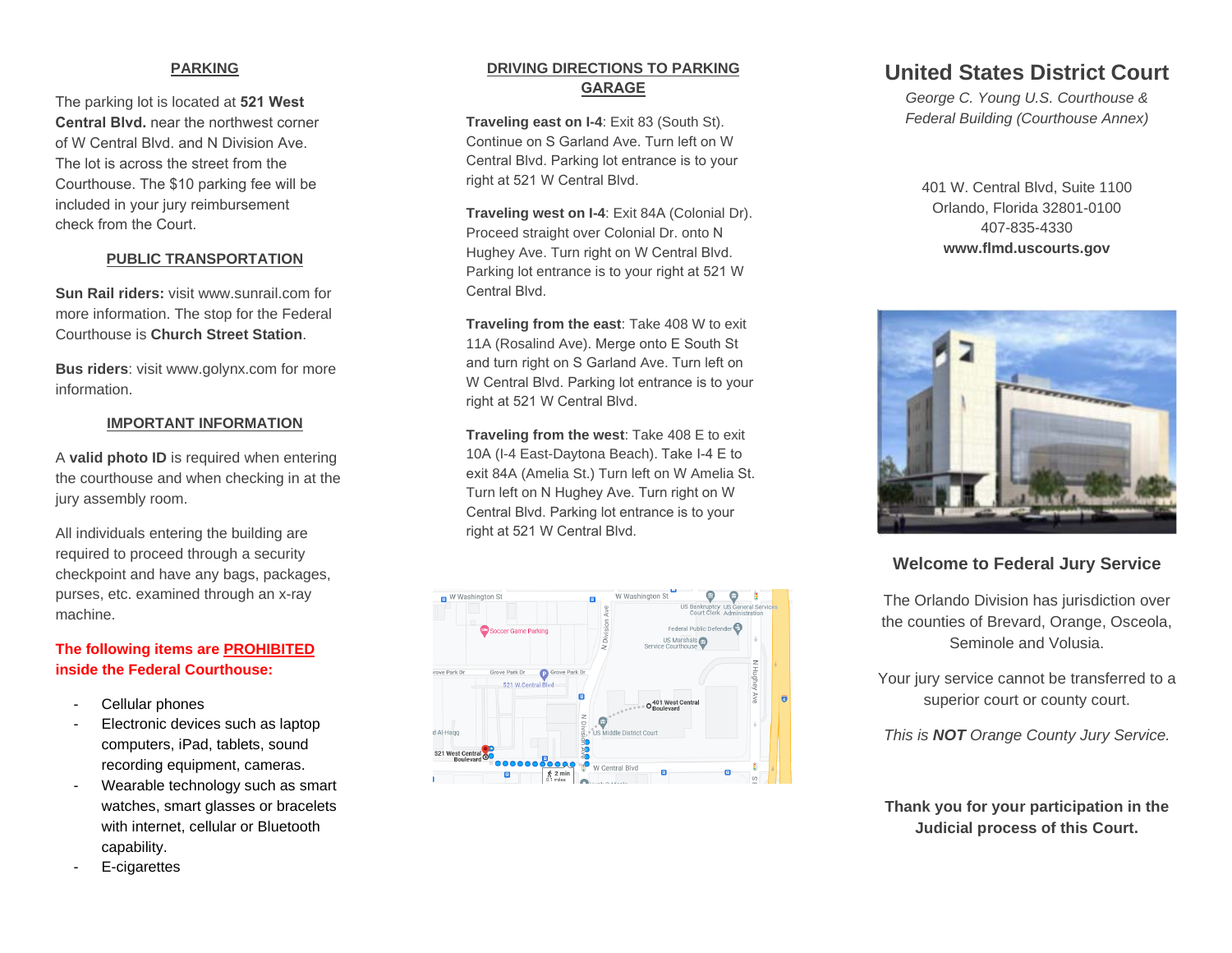## PARKING

The parking lot is located at **521 West Central Blvd.** near the northwest corner of W Central Blvd. and N Division Ave. The lot is across the street from the Courthouse. The $10 parking fee will be included in your jury reimbursement check from the Court.

## PUBLIC TRANSPORTATION

**Sun Rail riders:** visit www.sunrail.com for more information. The stop for the Federal Courthouse is **Church Street Station**.

**Bus riders**: visit www.golynx.com for more information.

## IMPORTANT INFORMATION

A **valid photo ID** is required when entering the courthouse and when checking in at the jury assembly room.

All individuals entering the building are required to proceed through a security checkpoint and have any bags, packages, purses, etc. examined through an x-ray machine.

**The following items are PROHIBITED inside the Federal Courthouse:**

- Cellular phones
- Electronic devices such as laptop computers, iPad, tablets, sound recording equipment, cameras.
- Wearable technology such as smart watches, smart glasses or bracelets with internet, cellular or Bluetooth capability.
- E-cigarettes

## DRIVING DIRECTIONS TO PARKING GARAGE

**Traveling east on I-4**: Exit 83 (South St). Continue on S Garland Ave. Turn left on W Central Blvd. Parking lot entrance is to your right at 521 W Central Blvd.

**Traveling west on I-4**: Exit 84A (Colonial Dr). Proceed straight over Colonial Dr. onto N Hughey Ave. Turn right on W Central Blvd. Parking lot entrance is to your right at 521 W Central Blvd.

**Traveling from the east**: Take 408 W to exit 11A (Rosalind Ave). Merge onto E South St and turn right on S Garland Ave. Turn left on W Central Blvd. Parking lot entrance is to your right at 521 W Central Blvd.

**Traveling from the west**: Take 408 E to exit 10A (I-4 East-Daytona Beach). Take I-4 E to exit 84A (Amelia St.) Turn left on W Amelia St. Turn left on N Hughey Ave. Turn right on W Central Blvd. Parking lot entrance is to your right at 521 W Central Blvd.

# United States District Court

*George C. Young U.S. Courthouse & Federal Building (Courthouse Annex)*

401 W. Central Blvd, Suite 1100
Orlando, Florida 32801-0100
407-835-4330
**www.flmd.uscourts.gov**

## Welcome to Federal Jury Service

The Orlando Division has jurisdiction over the counties of Brevard, Orange, Osceola, Seminole and Volusia.

Your jury service cannot be transferred to a superior court or county court.

*This is **NOT** Orange County Jury Service.*

**Thank you for your participation in the Judicial process of this Court.**